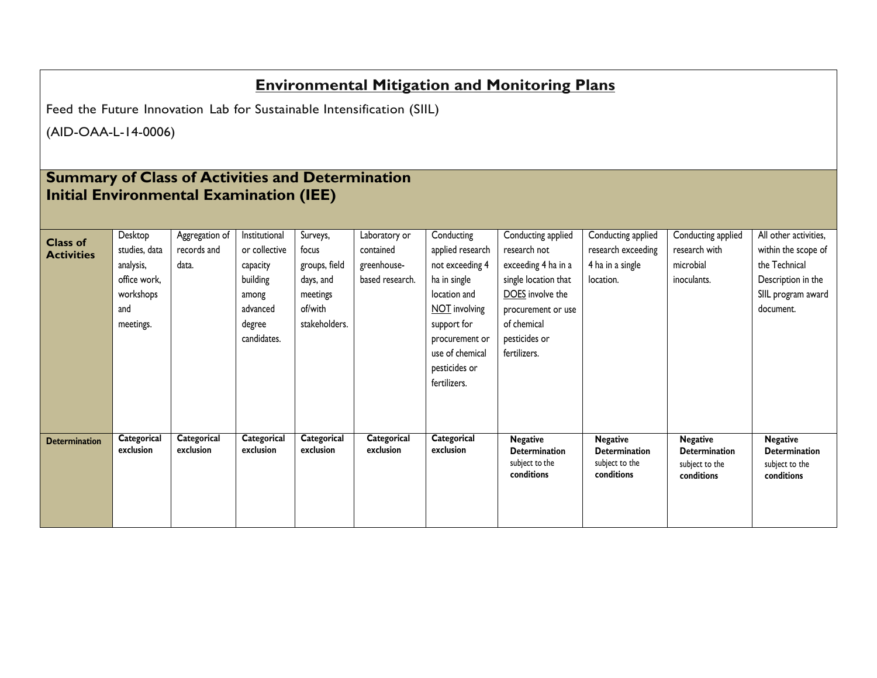# **Environmental Mitigation and Monitoring Plans**

Feed the Future Innovation Lab for Sustainable Intensification (SIIL)

(AID-OAA-L-14-0006)

## Summary of Class of Activities and Determination Initial Environmental Examination (IEE)

| **Class of Activities** | Desktop studies, data analysis, office work, workshops and meetings. | Aggregation of records and data. | Institutional or collective capacity building among advanced degree candidates. | Surveys, focus groups, field days, and meetings of/with stakeholders. | Laboratory or contained greenhouse-based research. | Conducting applied research not exceeding 4 ha in single location and NOT involving support for procurement or use of chemical pesticides or fertilizers. | Conducting applied research not exceeding 4 ha in a single location that DOES involve the procurement or use of chemical pesticides or fertilizers. | Conducting applied research exceeding 4 ha in a single location. | Conducting applied research with microbial inoculants. | All other activities, within the scope of the Technical Description in the SIIL program award document. |
|---|---|---|---|---|---|---|---|---|---|---|
| **Determination** | **Categorical exclusion** | **Categorical exclusion** | **Categorical exclusion** | **Categorical exclusion** | **Categorical exclusion** | **Categorical exclusion** | **Negative Determination** subject to the **conditions** | **Negative Determination** subject to the **conditions** | **Negative Determination** subject to the **conditions** | **Negative Determination** subject to the **conditions** |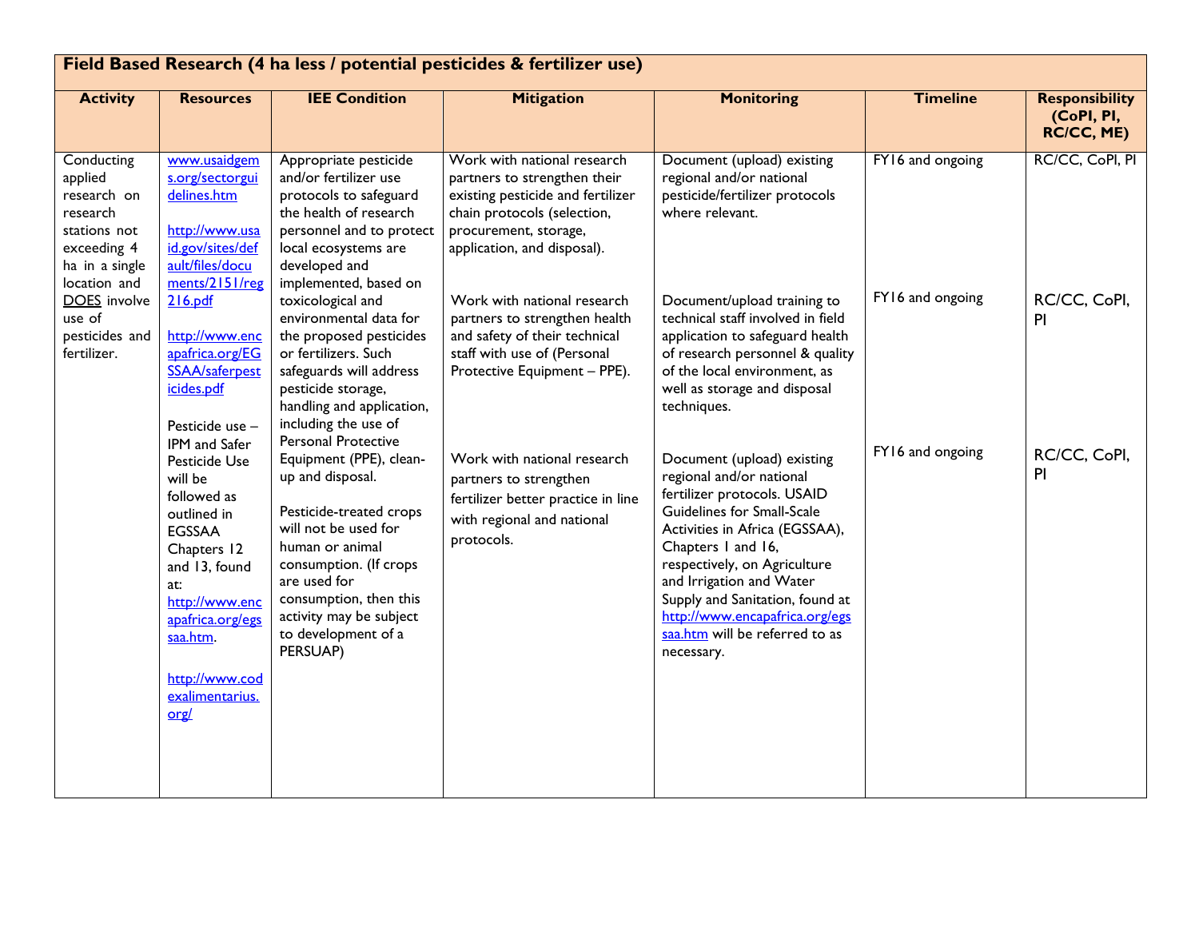| Field Based Research (4 ha less / potential pesticides & fertilizer use) | | | | | | |
|---|---|---|---|---|---|---|
| **Activity** | **Resources** | **IEE Condition** | **Mitigation** | **Monitoring** | **Timeline** | **Responsibility (CoPI, PI, RC/CC, ME)** |
| Conducting applied research on research stations not exceeding 4 ha in a single location and DOES involve use of pesticides and fertilizer. | www.usaidgems.org/sectorguidelines.htm<br><br>http://www.usaid.gov/sites/default/files/documents/2151/reg216.pdf<br><br>http://www.encapafrica.org/EGSSAA/saferpesticides.pdf<br><br>Pesticide use – IPM and Safer Pesticide Use will be followed as outlined in EGSSAA Chapters 12 and 13, found at: http://www.encapafrica.org/egssaa.htm.<br><br>http://www.codexalimentarius.org/ | Appropriate pesticide and/or fertilizer use protocols to safeguard the health of research personnel and to protect local ecosystems are developed and implemented, based on toxicological and environmental data for the proposed pesticides or fertilizers. Such safeguards will address pesticide storage, handling and application, including the use of Personal Protective Equipment (PPE), clean-up and disposal.<br><br>Pesticide-treated crops will not be used for human or animal consumption. (If crops are used for consumption, then this activity may be subject to development of a PERSUAP) | Work with national research partners to strengthen their existing pesticide and fertilizer chain protocols (selection, procurement, storage, application, and disposal).<br><br>Work with national research partners to strengthen health and safety of their technical staff with use of (Personal Protective Equipment – PPE).<br><br>Work with national research partners to strengthen fertilizer better practice in line with regional and national protocols. | Document (upload) existing regional and/or national pesticide/fertilizer protocols where relevant.<br><br>Document/upload training to technical staff involved in field application to safeguard health of research personnel & quality of the local environment, as well as storage and disposal techniques.<br><br>Document (upload) existing regional and/or national fertilizer protocols. USAID Guidelines for Small-Scale Activities in Africa (EGSSAA), Chapters 1 and 16, respectively, on Agriculture and Irrigation and Water Supply and Sanitation, found at http://www.encapafrica.org/egssaa.htm will be referred to as necessary. | FY16 and ongoing<br><br>FY16 and ongoing<br><br>FY16 and ongoing | RC/CC, CoPI, PI<br><br>RC/CC, CoPI, PI<br><br>RC/CC, CoPI, PI |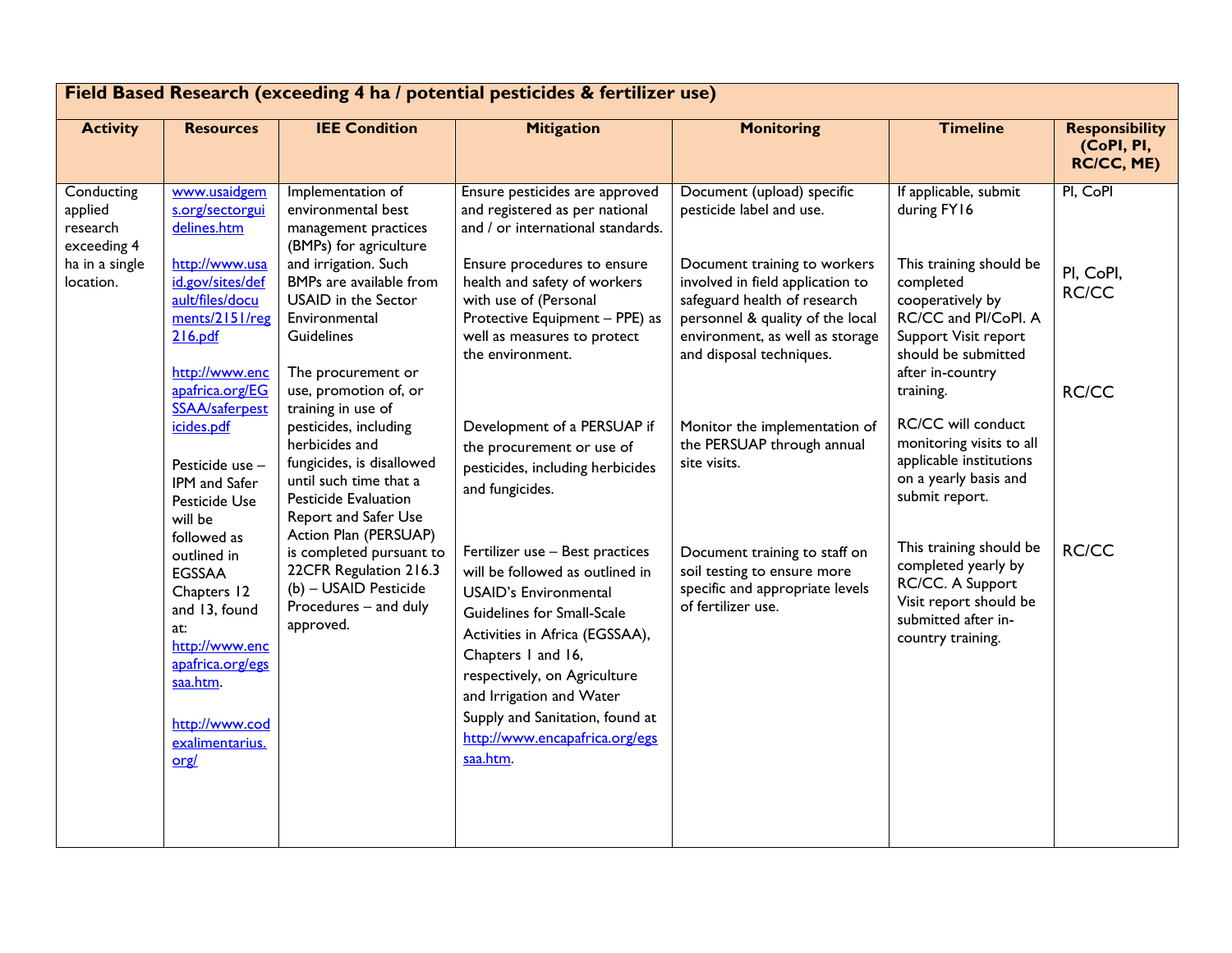| Field Based Research (exceeding 4 ha / potential pesticides & fertilizer use) | | | | | | |
|---|---|---|---|---|---|---|
| **Activity** | **Resources** | **IEE Condition** | **Mitigation** | **Monitoring** | **Timeline** | **Responsibility (CoPI, PI, RC/CC, ME)** |
| Conducting applied research exceeding 4 ha in a single location. | www.usaidgems.org/sectorguidelines.htm<br><br>http://www.usaid.gov/sites/default/files/documents/2151/reg216.pdf<br><br>http://www.encapafrica.org/EGSSAA/saferpesticides.pdf<br><br>Pesticide use – IPM and Safer Pesticide Use will be followed as outlined in EGSSAA Chapters 12 and 13, found at: http://www.encapafrica.org/egssaa.htm.<br><br>http://www.codexalimentarius.org/ | Implementation of environmental best management practices (BMPs) for agriculture and irrigation. Such BMPs are available from USAID in the Sector Environmental Guidelines<br><br>The procurement or use, promotion of, or training in use of pesticides, including herbicides and fungicides, is disallowed until such time that a Pesticide Evaluation Report and Safer Use Action Plan (PERSUAP) is completed pursuant to 22CFR Regulation 216.3 (b) – USAID Pesticide Procedures – and duly approved. | Ensure pesticides are approved and registered as per national and / or international standards.<br><br>Ensure procedures to ensure health and safety of workers with use of (Personal Protective Equipment – PPE) as well as measures to protect the environment.<br><br>Development of a PERSUAP if the procurement or use of pesticides, including herbicides and fungicides.<br><br>Fertilizer use – Best practices will be followed as outlined in USAID's Environmental Guidelines for Small-Scale Activities in Africa (EGSSAA), Chapters 1 and 16, respectively, on Agriculture and Irrigation and Water Supply and Sanitation, found at http://www.encapafrica.org/egssaa.htm. | Document (upload) specific pesticide label and use.<br><br>Document training to workers involved in field application to safeguard health of research personnel & quality of the local environment, as well as storage and disposal techniques.<br><br>Monitor the implementation of the PERSUAP through annual site visits.<br><br>Document training to staff on soil testing to ensure more specific and appropriate levels of fertilizer use. | If applicable, submit during FY16<br><br>This training should be completed cooperatively by RC/CC and PI/CoPI. A Support Visit report should be submitted after in-country training.<br><br>RC/CC will conduct monitoring visits to all applicable institutions on a yearly basis and submit report.<br><br>This training should be completed yearly by RC/CC. A Support Visit report should be submitted after in-country training. | PI, CoPI<br><br>PI, CoPI, RC/CC<br><br>RC/CC<br><br>RC/CC |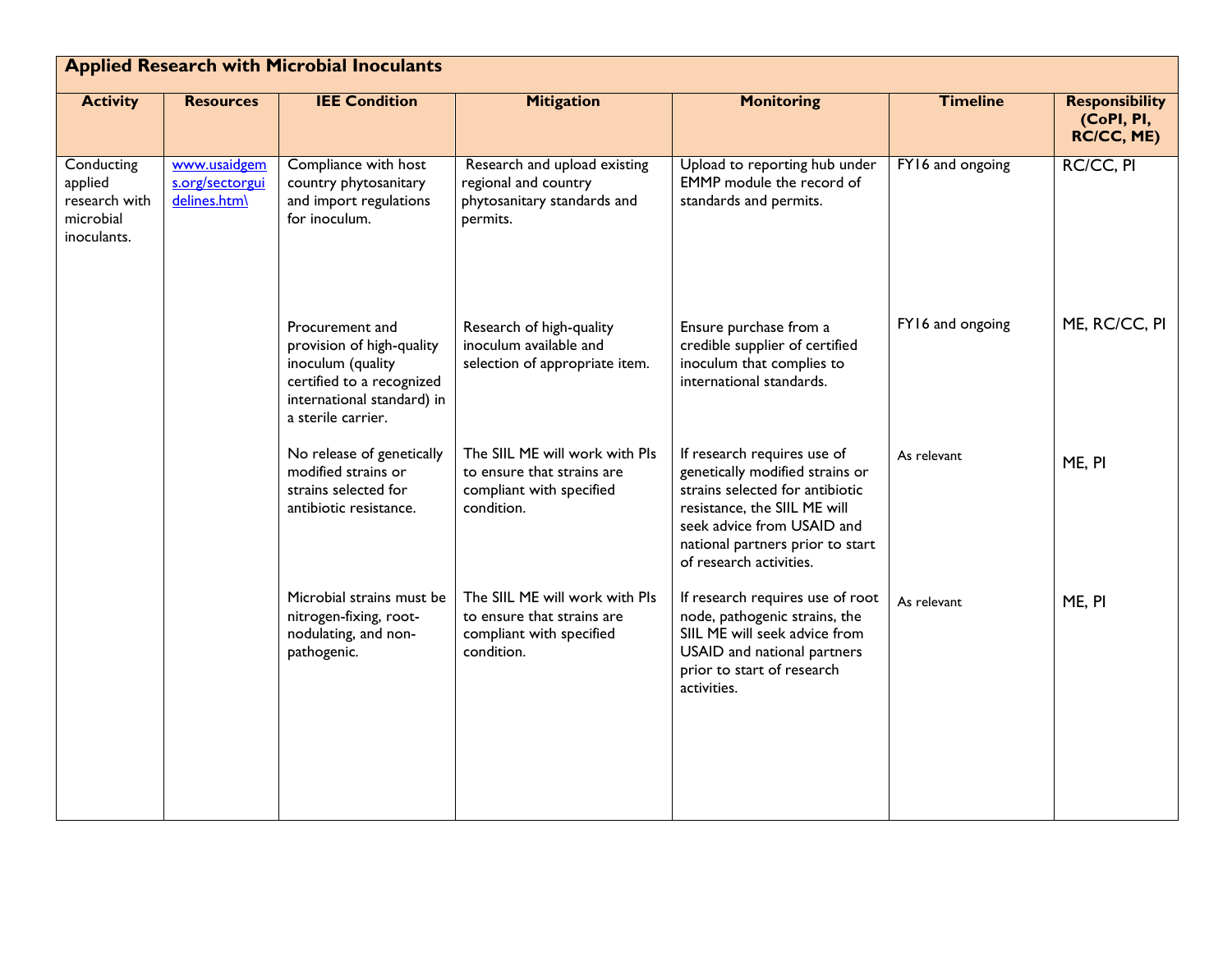| Applied Research with Microbial Inoculants | | | | | | |
|---|---|---|---|---|---|---|
| **Activity** | **Resources** | **IEE Condition** | **Mitigation** | **Monitoring** | **Timeline** | **Responsibility (CoPI, PI, RC/CC, ME)** |
| Conducting applied research with microbial inoculants. | www.usaidgems.org/sectorguidelines.htm\ | Compliance with host country phytosanitary and import regulations for inoculum. | Research and upload existing regional and country phytosanitary standards and permits. | Upload to reporting hub under EMMP module the record of standards and permits. | FY16 and ongoing | RC/CC, PI |
| | | Procurement and provision of high-quality inoculum (quality certified to a recognized international standard) in a sterile carrier. | Research of high-quality inoculum available and selection of appropriate item. | Ensure purchase from a credible supplier of certified inoculum that complies to international standards. | FY16 and ongoing | ME, RC/CC, PI |
| | | No release of genetically modified strains or strains selected for antibiotic resistance. | The SIIL ME will work with PIs to ensure that strains are compliant with specified condition. | If research requires use of genetically modified strains or strains selected for antibiotic resistance, the SIIL ME will seek advice from USAID and national partners prior to start of research activities. | As relevant | ME, PI |
| | | Microbial strains must be nitrogen-fixing, root-nodulating, and non-pathogenic. | The SIIL ME will work with PIs to ensure that strains are compliant with specified condition. | If research requires use of root node, pathogenic strains, the SIIL ME will seek advice from USAID and national partners prior to start of research activities. | As relevant | ME, PI |